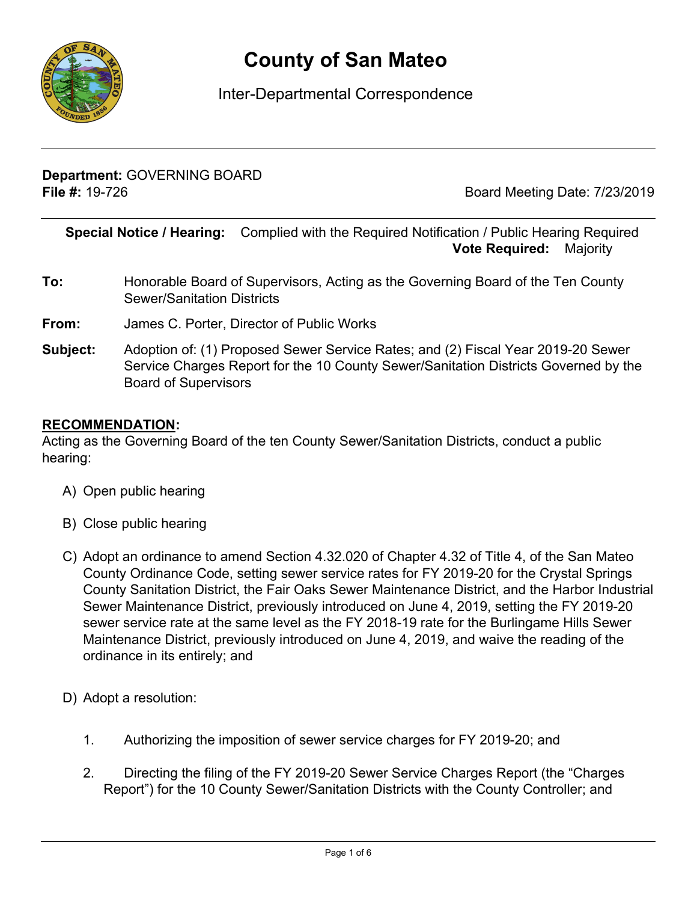# County of San Mateo

Inter-Departmental Correspondence

**Department:** GOVERNING BOARD
**File #:** 19-726
Board Meeting Date: 7/23/2019

**Special Notice / Hearing:** Complied with the Required Notification / Public Hearing Required
**Vote Required:** Majority

**To:** Honorable Board of Supervisors, Acting as the Governing Board of the Ten County Sewer/Sanitation Districts

**From:** James C. Porter, Director of Public Works

**Subject:** Adoption of: (1) Proposed Sewer Service Rates; and (2) Fiscal Year 2019-20 Sewer Service Charges Report for the 10 County Sewer/Sanitation Districts Governed by the Board of Supervisors

## RECOMMENDATION:

Acting as the Governing Board of the ten County Sewer/Sanitation Districts, conduct a public hearing:

A) Open public hearing

B) Close public hearing

C) Adopt an ordinance to amend Section 4.32.020 of Chapter 4.32 of Title 4, of the San Mateo County Ordinance Code, setting sewer service rates for FY 2019-20 for the Crystal Springs County Sanitation District, the Fair Oaks Sewer Maintenance District, and the Harbor Industrial Sewer Maintenance District, previously introduced on June 4, 2019, setting the FY 2019-20 sewer service rate at the same level as the FY 2018-19 rate for the Burlingame Hills Sewer Maintenance District, previously introduced on June 4, 2019, and waive the reading of the ordinance in its entirely; and

D) Adopt a resolution:

1. Authorizing the imposition of sewer service charges for FY 2019-20; and

2. Directing the filing of the FY 2019-20 Sewer Service Charges Report (the "Charges Report") for the 10 County Sewer/Sanitation Districts with the County Controller; and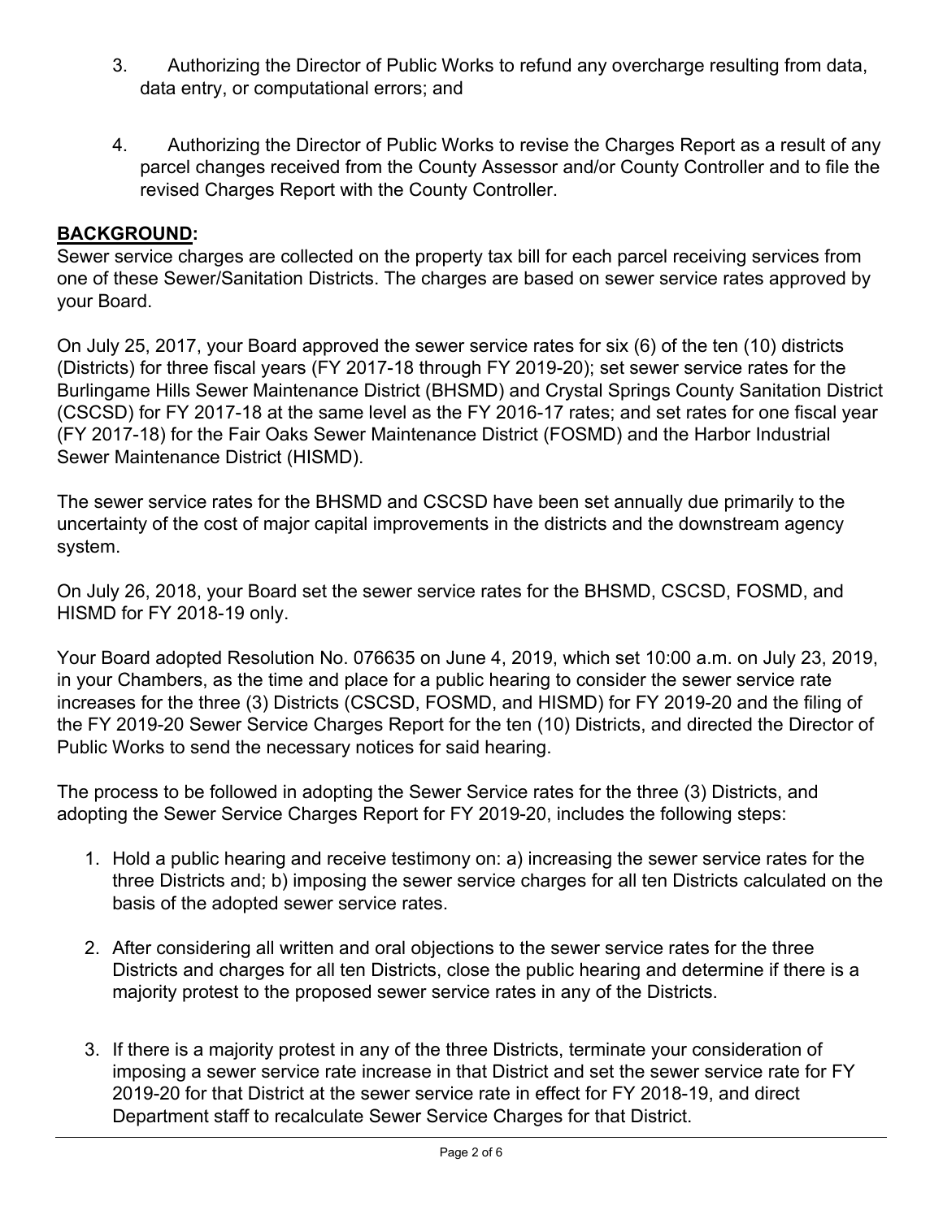3. Authorizing the Director of Public Works to refund any overcharge resulting from data, data entry, or computational errors; and

4. Authorizing the Director of Public Works to revise the Charges Report as a result of any parcel changes received from the County Assessor and/or County Controller and to file the revised Charges Report with the County Controller.

**BACKGROUND:**

Sewer service charges are collected on the property tax bill for each parcel receiving services from one of these Sewer/Sanitation Districts. The charges are based on sewer service rates approved by your Board.

On July 25, 2017, your Board approved the sewer service rates for six (6) of the ten (10) districts (Districts) for three fiscal years (FY 2017-18 through FY 2019-20); set sewer service rates for the Burlingame Hills Sewer Maintenance District (BHSMD) and Crystal Springs County Sanitation District (CSCSD) for FY 2017-18 at the same level as the FY 2016-17 rates; and set rates for one fiscal year (FY 2017-18) for the Fair Oaks Sewer Maintenance District (FOSMD) and the Harbor Industrial Sewer Maintenance District (HISMD).

The sewer service rates for the BHSMD and CSCSD have been set annually due primarily to the uncertainty of the cost of major capital improvements in the districts and the downstream agency system.

On July 26, 2018, your Board set the sewer service rates for the BHSMD, CSCSD, FOSMD, and HISMD for FY 2018-19 only.

Your Board adopted Resolution No. 076635 on June 4, 2019, which set 10:00 a.m. on July 23, 2019, in your Chambers, as the time and place for a public hearing to consider the sewer service rate increases for the three (3) Districts (CSCSD, FOSMD, and HISMD) for FY 2019-20 and the filing of the FY 2019-20 Sewer Service Charges Report for the ten (10) Districts, and directed the Director of Public Works to send the necessary notices for said hearing.

The process to be followed in adopting the Sewer Service rates for the three (3) Districts, and adopting the Sewer Service Charges Report for FY 2019-20, includes the following steps:

1. Hold a public hearing and receive testimony on: a) increasing the sewer service rates for the three Districts and; b) imposing the sewer service charges for all ten Districts calculated on the basis of the adopted sewer service rates.

2. After considering all written and oral objections to the sewer service rates for the three Districts and charges for all ten Districts, close the public hearing and determine if there is a majority protest to the proposed sewer service rates in any of the Districts.

3. If there is a majority protest in any of the three Districts, terminate your consideration of imposing a sewer service rate increase in that District and set the sewer service rate for FY 2019-20 for that District at the sewer service rate in effect for FY 2018-19, and direct Department staff to recalculate Sewer Service Charges for that District.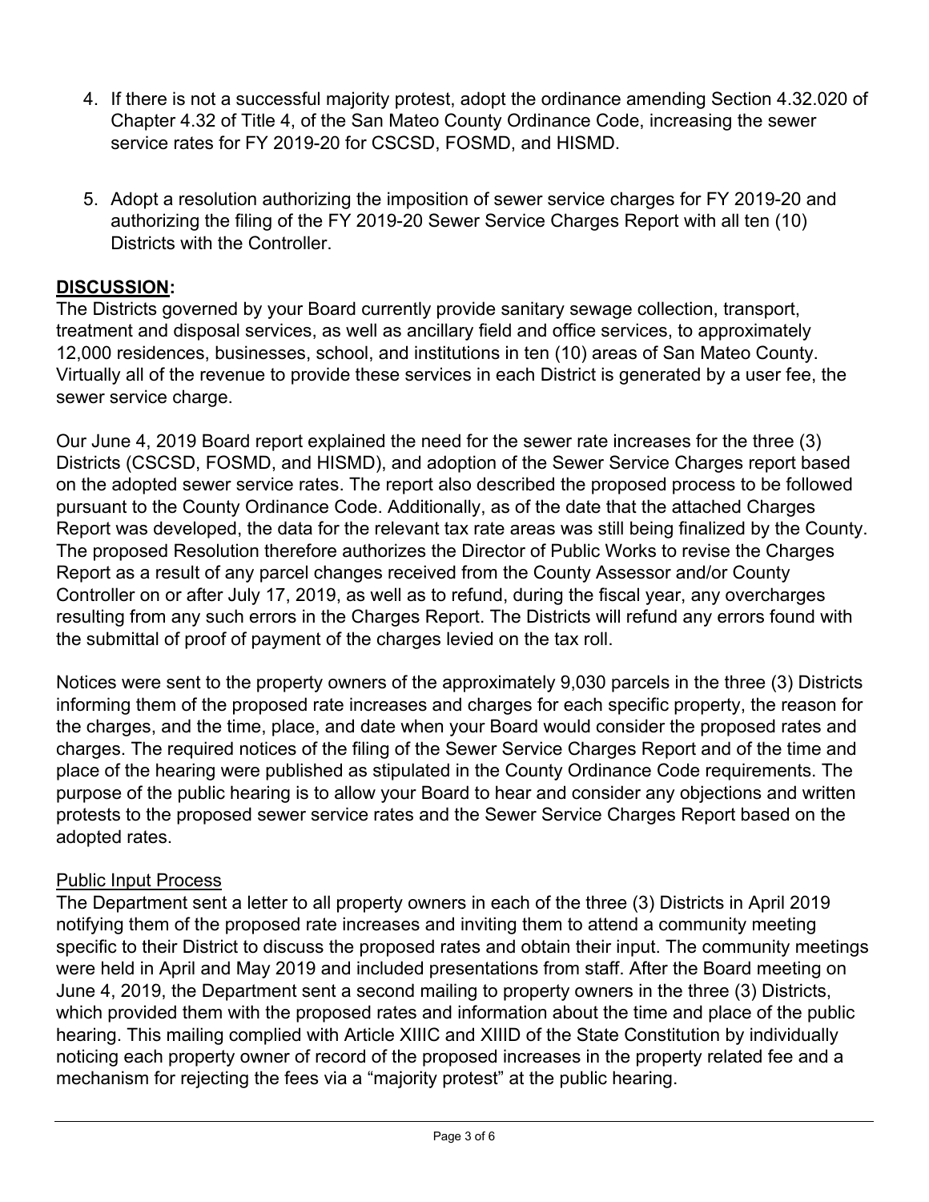4. If there is not a successful majority protest, adopt the ordinance amending Section 4.32.020 of Chapter 4.32 of Title 4, of the San Mateo County Ordinance Code, increasing the sewer service rates for FY 2019-20 for CSCSD, FOSMD, and HISMD.

5. Adopt a resolution authorizing the imposition of sewer service charges for FY 2019-20 and authorizing the filing of the FY 2019-20 Sewer Service Charges Report with all ten (10) Districts with the Controller.

## DISCUSSION:

The Districts governed by your Board currently provide sanitary sewage collection, transport, treatment and disposal services, as well as ancillary field and office services, to approximately 12,000 residences, businesses, school, and institutions in ten (10) areas of San Mateo County. Virtually all of the revenue to provide these services in each District is generated by a user fee, the sewer service charge.

Our June 4, 2019 Board report explained the need for the sewer rate increases for the three (3) Districts (CSCSD, FOSMD, and HISMD), and adoption of the Sewer Service Charges report based on the adopted sewer service rates. The report also described the proposed process to be followed pursuant to the County Ordinance Code. Additionally, as of the date that the attached Charges Report was developed, the data for the relevant tax rate areas was still being finalized by the County. The proposed Resolution therefore authorizes the Director of Public Works to revise the Charges Report as a result of any parcel changes received from the County Assessor and/or County Controller on or after July 17, 2019, as well as to refund, during the fiscal year, any overcharges resulting from any such errors in the Charges Report. The Districts will refund any errors found with the submittal of proof of payment of the charges levied on the tax roll.

Notices were sent to the property owners of the approximately 9,030 parcels in the three (3) Districts informing them of the proposed rate increases and charges for each specific property, the reason for the charges, and the time, place, and date when your Board would consider the proposed rates and charges. The required notices of the filing of the Sewer Service Charges Report and of the time and place of the hearing were published as stipulated in the County Ordinance Code requirements. The purpose of the public hearing is to allow your Board to hear and consider any objections and written protests to the proposed sewer service rates and the Sewer Service Charges Report based on the adopted rates.

### Public Input Process

The Department sent a letter to all property owners in each of the three (3) Districts in April 2019 notifying them of the proposed rate increases and inviting them to attend a community meeting specific to their District to discuss the proposed rates and obtain their input. The community meetings were held in April and May 2019 and included presentations from staff. After the Board meeting on June 4, 2019, the Department sent a second mailing to property owners in the three (3) Districts, which provided them with the proposed rates and information about the time and place of the public hearing. This mailing complied with Article XIIIC and XIIID of the State Constitution by individually noticing each property owner of record of the proposed increases in the property related fee and a mechanism for rejecting the fees via a "majority protest" at the public hearing.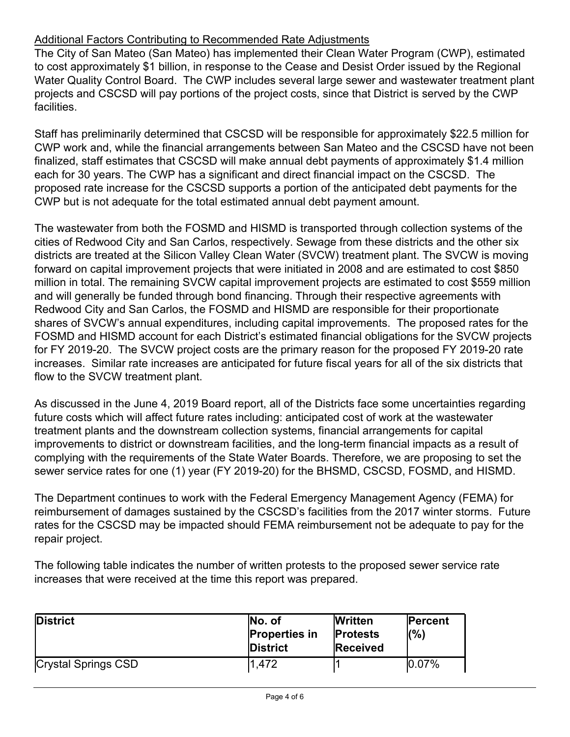Additional Factors Contributing to Recommended Rate Adjustments

The City of San Mateo (San Mateo) has implemented their Clean Water Program (CWP), estimated to cost approximately $1 billion, in response to the Cease and Desist Order issued by the Regional Water Quality Control Board. The CWP includes several large sewer and wastewater treatment plant projects and CSCSD will pay portions of the project costs, since that District is served by the CWP facilities.

Staff has preliminarily determined that CSCSD will be responsible for approximately $22.5 million for CWP work and, while the financial arrangements between San Mateo and the CSCSD have not been finalized, staff estimates that CSCSD will make annual debt payments of approximately $1.4 million each for 30 years. The CWP has a significant and direct financial impact on the CSCSD. The proposed rate increase for the CSCSD supports a portion of the anticipated debt payments for the CWP but is not adequate for the total estimated annual debt payment amount.

The wastewater from both the FOSMD and HISMD is transported through collection systems of the cities of Redwood City and San Carlos, respectively. Sewage from these districts and the other six districts are treated at the Silicon Valley Clean Water (SVCW) treatment plant. The SVCW is moving forward on capital improvement projects that were initiated in 2008 and are estimated to cost $850 million in total. The remaining SVCW capital improvement projects are estimated to cost $559 million and will generally be funded through bond financing. Through their respective agreements with Redwood City and San Carlos, the FOSMD and HISMD are responsible for their proportionate shares of SVCW's annual expenditures, including capital improvements. The proposed rates for the FOSMD and HISMD account for each District's estimated financial obligations for the SVCW projects for FY 2019-20. The SVCW project costs are the primary reason for the proposed FY 2019-20 rate increases. Similar rate increases are anticipated for future fiscal years for all of the six districts that flow to the SVCW treatment plant.

As discussed in the June 4, 2019 Board report, all of the Districts face some uncertainties regarding future costs which will affect future rates including: anticipated cost of work at the wastewater treatment plants and the downstream collection systems, financial arrangements for capital improvements to district or downstream facilities, and the long-term financial impacts as a result of complying with the requirements of the State Water Boards. Therefore, we are proposing to set the sewer service rates for one (1) year (FY 2019-20) for the BHSMD, CSCSD, FOSMD, and HISMD.

The Department continues to work with the Federal Emergency Management Agency (FEMA) for reimbursement of damages sustained by the CSCSD's facilities from the 2017 winter storms. Future rates for the CSCSD may be impacted should FEMA reimbursement not be adequate to pay for the repair project.

The following table indicates the number of written protests to the proposed sewer service rate increases that were received at the time this report was prepared.

| District | No. of Properties in District | Written Protests Received | Percent (%) |
|---|---|---|---|
| Crystal Springs CSD | 1,472 | 1 | 0.07% |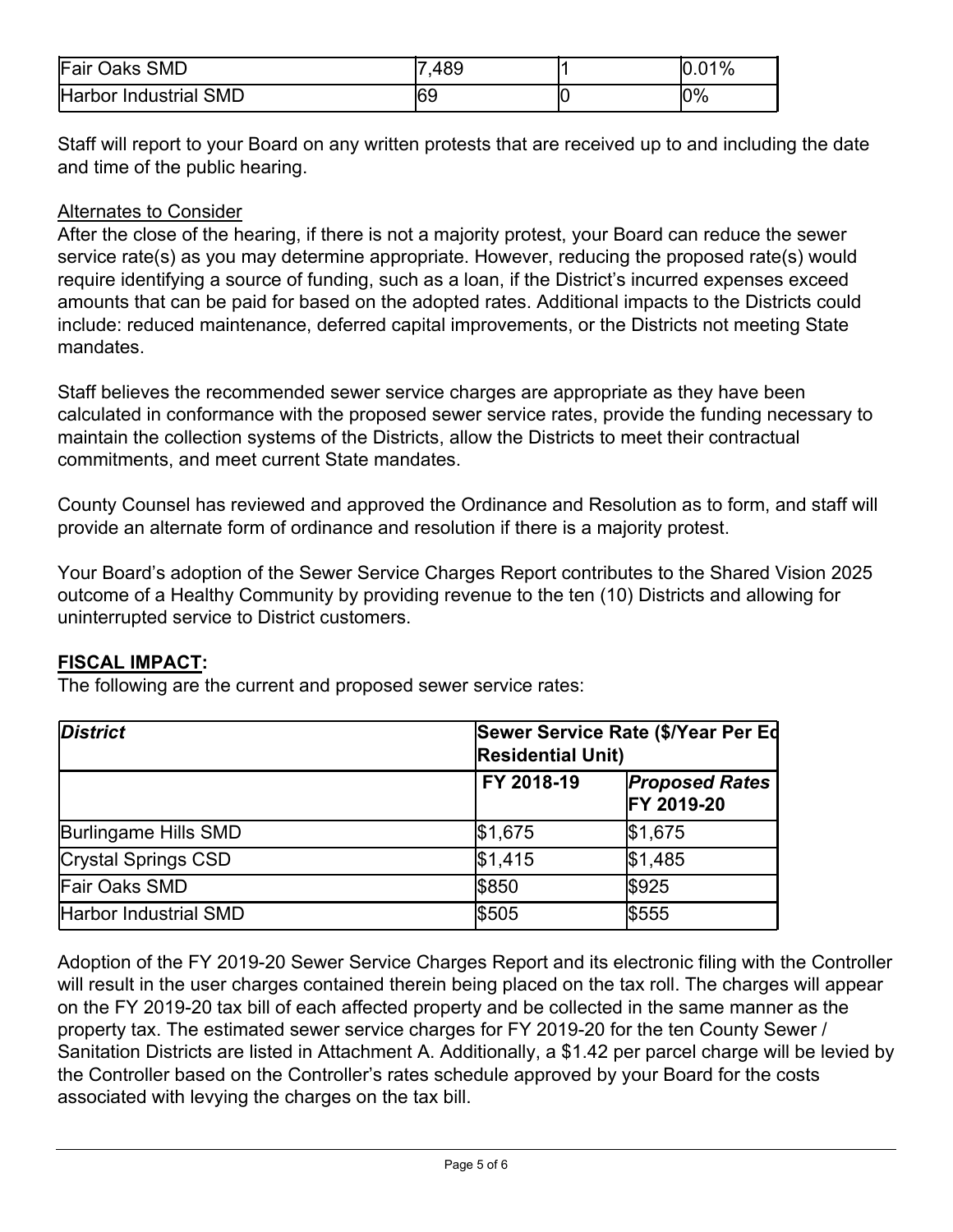| | | | |
|---|---|---|---|
| Fair Oaks SMD | 7,489 | 1 | 0.01% |
| Harbor Industrial SMD | 69 | 0 | 0% |

Staff will report to your Board on any written protests that are received up to and including the date and time of the public hearing.

Alternates to Consider

After the close of the hearing, if there is not a majority protest, your Board can reduce the sewer service rate(s) as you may determine appropriate. However, reducing the proposed rate(s) would require identifying a source of funding, such as a loan, if the District's incurred expenses exceed amounts that can be paid for based on the adopted rates. Additional impacts to the Districts could include: reduced maintenance, deferred capital improvements, or the Districts not meeting State mandates.

Staff believes the recommended sewer service charges are appropriate as they have been calculated in conformance with the proposed sewer service rates, provide the funding necessary to maintain the collection systems of the Districts, allow the Districts to meet their contractual commitments, and meet current State mandates.

County Counsel has reviewed and approved the Ordinance and Resolution as to form, and staff will provide an alternate form of ordinance and resolution if there is a majority protest.

Your Board's adoption of the Sewer Service Charges Report contributes to the Shared Vision 2025 outcome of a Healthy Community by providing revenue to the ten (10) Districts and allowing for uninterrupted service to District customers.

**FISCAL IMPACT:**

The following are the current and proposed sewer service rates:

| ***District*** | **Sewer Service Rate ($/Year Per Eq Residential Unit)** | |
|---|---|---|
| | **FY 2018-19** | ***Proposed Rates* FY 2019-20** |
| Burlingame Hills SMD | $1,675 | $1,675 |
| Crystal Springs CSD | $1,415 | $1,485 |
| Fair Oaks SMD | $850 | $925 |
| Harbor Industrial SMD | $505 | $555 |

Adoption of the FY 2019-20 Sewer Service Charges Report and its electronic filing with the Controller will result in the user charges contained therein being placed on the tax roll. The charges will appear on the FY 2019-20 tax bill of each affected property and be collected in the same manner as the property tax. The estimated sewer service charges for FY 2019-20 for the ten County Sewer / Sanitation Districts are listed in Attachment A. Additionally, a $1.42 per parcel charge will be levied by the Controller based on the Controller's rates schedule approved by your Board for the costs associated with levying the charges on the tax bill.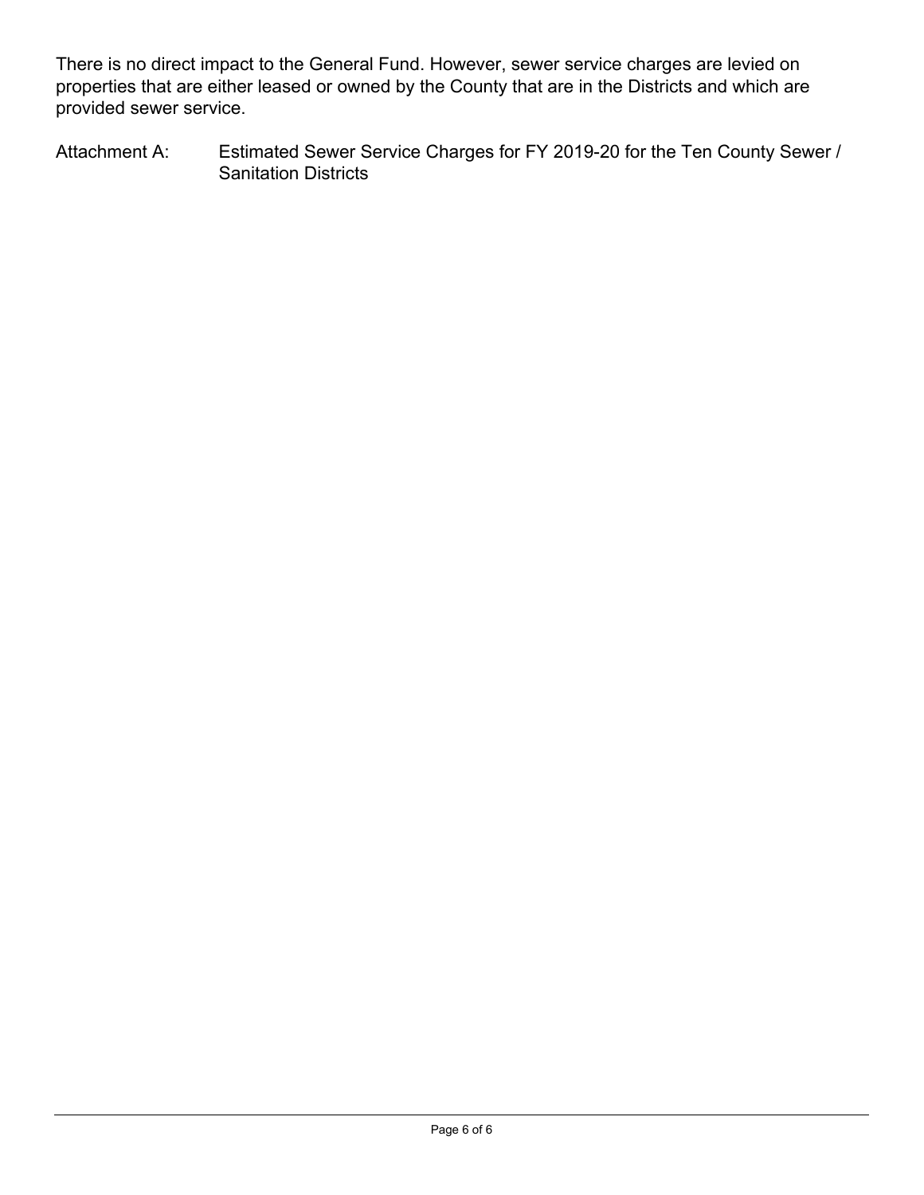There is no direct impact to the General Fund. However, sewer service charges are levied on properties that are either leased or owned by the County that are in the Districts and which are provided sewer service.

Attachment A: Estimated Sewer Service Charges for FY 2019-20 for the Ten County Sewer / Sanitation Districts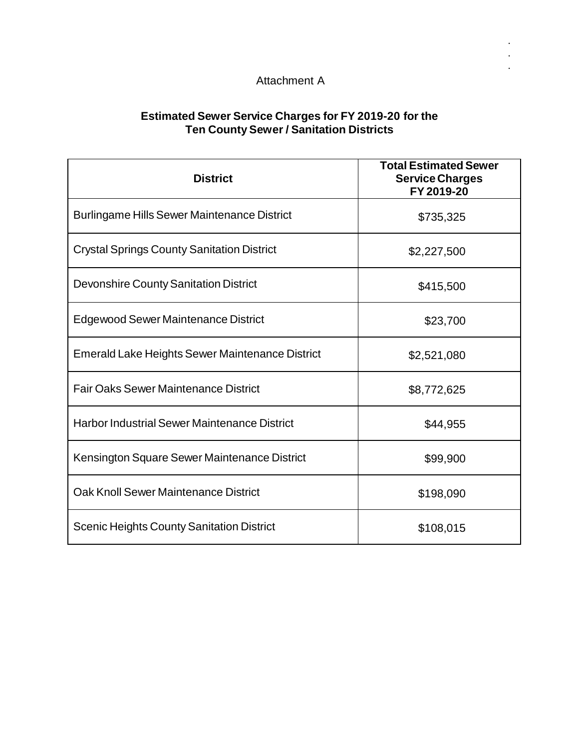Attachment A

**Estimated Sewer Service Charges for FY 2019-20 for the Ten County Sewer / Sanitation Districts**

| District | Total Estimated Sewer Service Charges FY 2019-20 |
|---|---|
| Burlingame Hills Sewer Maintenance District | $735,325 |
| Crystal Springs County Sanitation District | $2,227,500 |
| Devonshire County Sanitation District | $415,500 |
| Edgewood Sewer Maintenance District | $23,700 |
| Emerald Lake Heights Sewer Maintenance District | $2,521,080 |
| Fair Oaks Sewer Maintenance District | $8,772,625 |
| Harbor Industrial Sewer Maintenance District | $44,955 |
| Kensington Square Sewer Maintenance District | $99,900 |
| Oak Knoll Sewer Maintenance District | $198,090 |
| Scenic Heights County Sanitation District | $108,015 |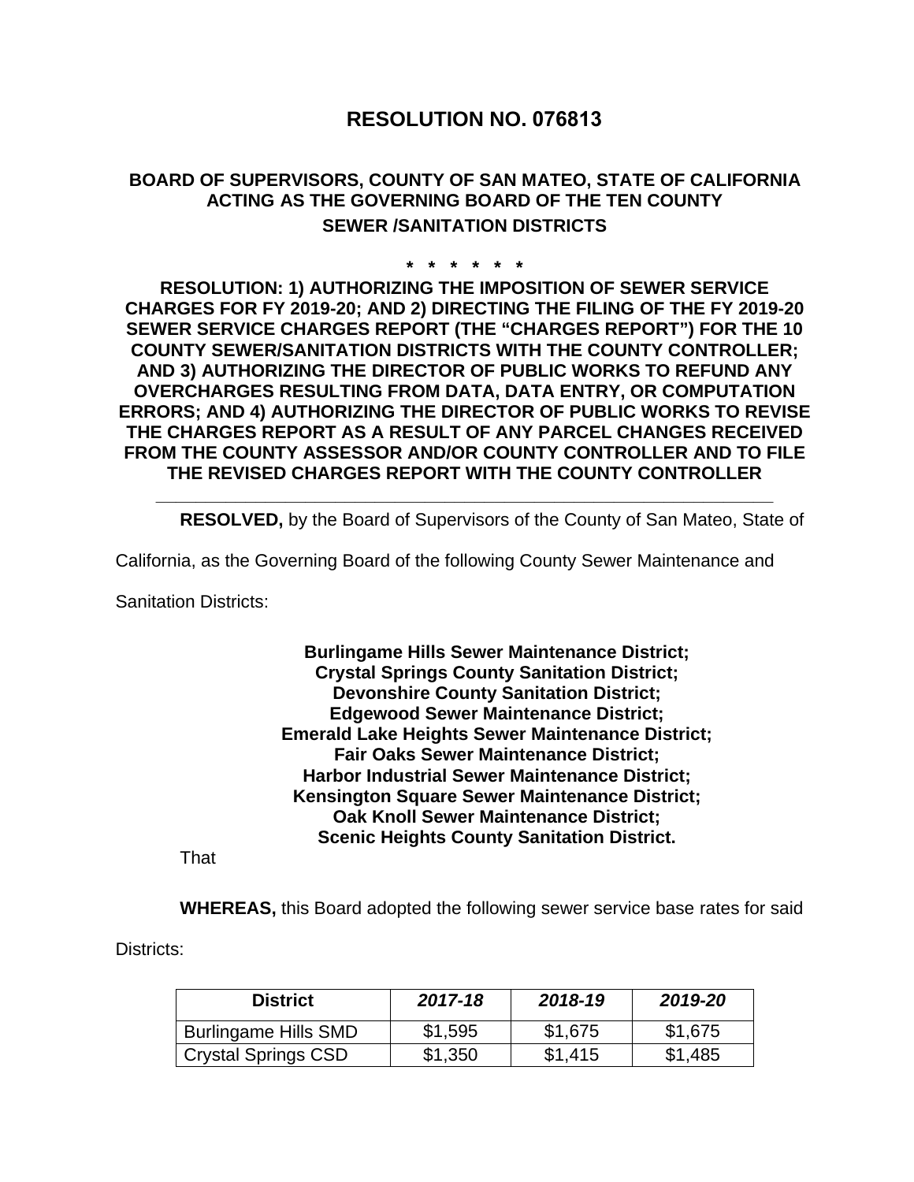# RESOLUTION NO. 076813

## BOARD OF SUPERVISORS, COUNTY OF SAN MATEO, STATE OF CALIFORNIA ACTING AS THE GOVERNING BOARD OF THE TEN COUNTY SEWER /SANITATION DISTRICTS

\* \* \* \* \* \* \*

**RESOLUTION: 1) AUTHORIZING THE IMPOSITION OF SEWER SERVICE CHARGES FOR FY 2019-20; AND 2) DIRECTING THE FILING OF THE FY 2019-20 SEWER SERVICE CHARGES REPORT (THE "CHARGES REPORT") FOR THE 10 COUNTY SEWER/SANITATION DISTRICTS WITH THE COUNTY CONTROLLER; AND 3) AUTHORIZING THE DIRECTOR OF PUBLIC WORKS TO REFUND ANY OVERCHARGES RESULTING FROM DATA, DATA ENTRY, OR COMPUTATION ERRORS; AND 4) AUTHORIZING THE DIRECTOR OF PUBLIC WORKS TO REVISE THE CHARGES REPORT AS A RESULT OF ANY PARCEL CHANGES RECEIVED FROM THE COUNTY ASSESSOR AND/OR COUNTY CONTROLLER AND TO FILE THE REVISED CHARGES REPORT WITH THE COUNTY CONTROLLER**

---

**RESOLVED,** by the Board of Supervisors of the County of San Mateo, State of California, as the Governing Board of the following County Sewer Maintenance and Sanitation Districts:

**Burlingame Hills Sewer Maintenance District;**
**Crystal Springs County Sanitation District;**
**Devonshire County Sanitation District;**
**Edgewood Sewer Maintenance District;**
**Emerald Lake Heights Sewer Maintenance District;**
**Fair Oaks Sewer Maintenance District;**
**Harbor Industrial Sewer Maintenance District;**
**Kensington Square Sewer Maintenance District;**
**Oak Knoll Sewer Maintenance District;**
**Scenic Heights County Sanitation District.**

That

**WHEREAS,** this Board adopted the following sewer service base rates for said Districts:

| District | *2017-18* | *2018-19* | *2019-20* |
|---|---|---|---|
| Burlingame Hills SMD | $1,595 | $1,675 | $1,675 |
| Crystal Springs CSD | $1,350 | $1,415 | $1,485 |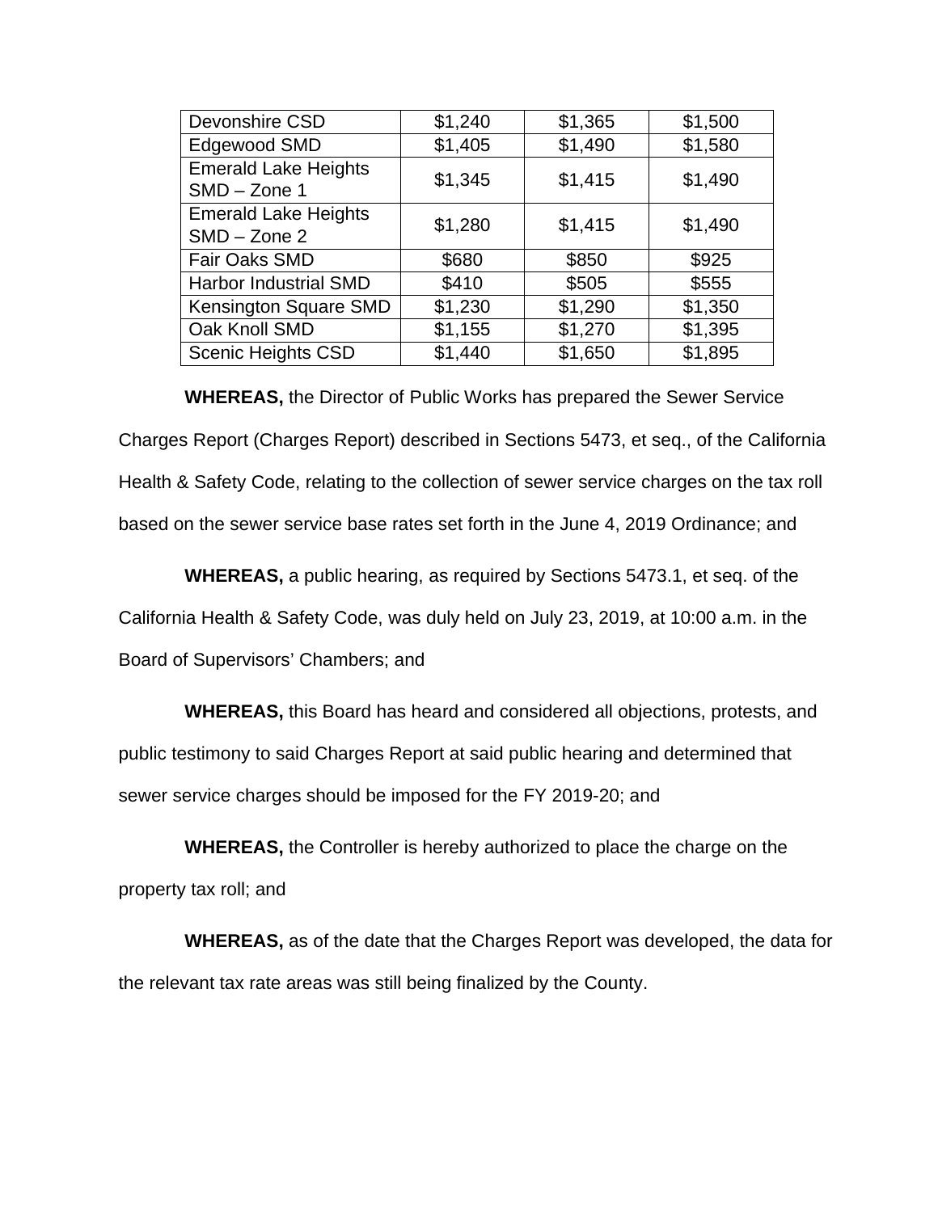| | | | |
|---|---|---|---|
| Devonshire CSD | $1,240 | $1,365 | $1,500 |
| Edgewood SMD | $1,405 | $1,490 | $1,580 |
| Emerald Lake Heights SMD – Zone 1 | $1,345 | $1,415 | $1,490 |
| Emerald Lake Heights SMD – Zone 2 | $1,280 | $1,415 | $1,490 |
| Fair Oaks SMD | $680 | $850 | $925 |
| Harbor Industrial SMD | $410 | $505 | $555 |
| Kensington Square SMD | $1,230 | $1,290 | $1,350 |
| Oak Knoll SMD | $1,155 | $1,270 | $1,395 |
| Scenic Heights CSD | $1,440 | $1,650 | $1,895 |

**WHEREAS,** the Director of Public Works has prepared the Sewer Service Charges Report (Charges Report) described in Sections 5473, et seq., of the California Health & Safety Code, relating to the collection of sewer service charges on the tax roll based on the sewer service base rates set forth in the June 4, 2019 Ordinance; and

**WHEREAS,** a public hearing, as required by Sections 5473.1, et seq. of the California Health & Safety Code, was duly held on July 23, 2019, at 10:00 a.m. in the Board of Supervisors' Chambers; and

**WHEREAS,** this Board has heard and considered all objections, protests, and public testimony to said Charges Report at said public hearing and determined that sewer service charges should be imposed for the FY 2019-20; and

**WHEREAS,** the Controller is hereby authorized to place the charge on the property tax roll; and

**WHEREAS,** as of the date that the Charges Report was developed, the data for the relevant tax rate areas was still being finalized by the County.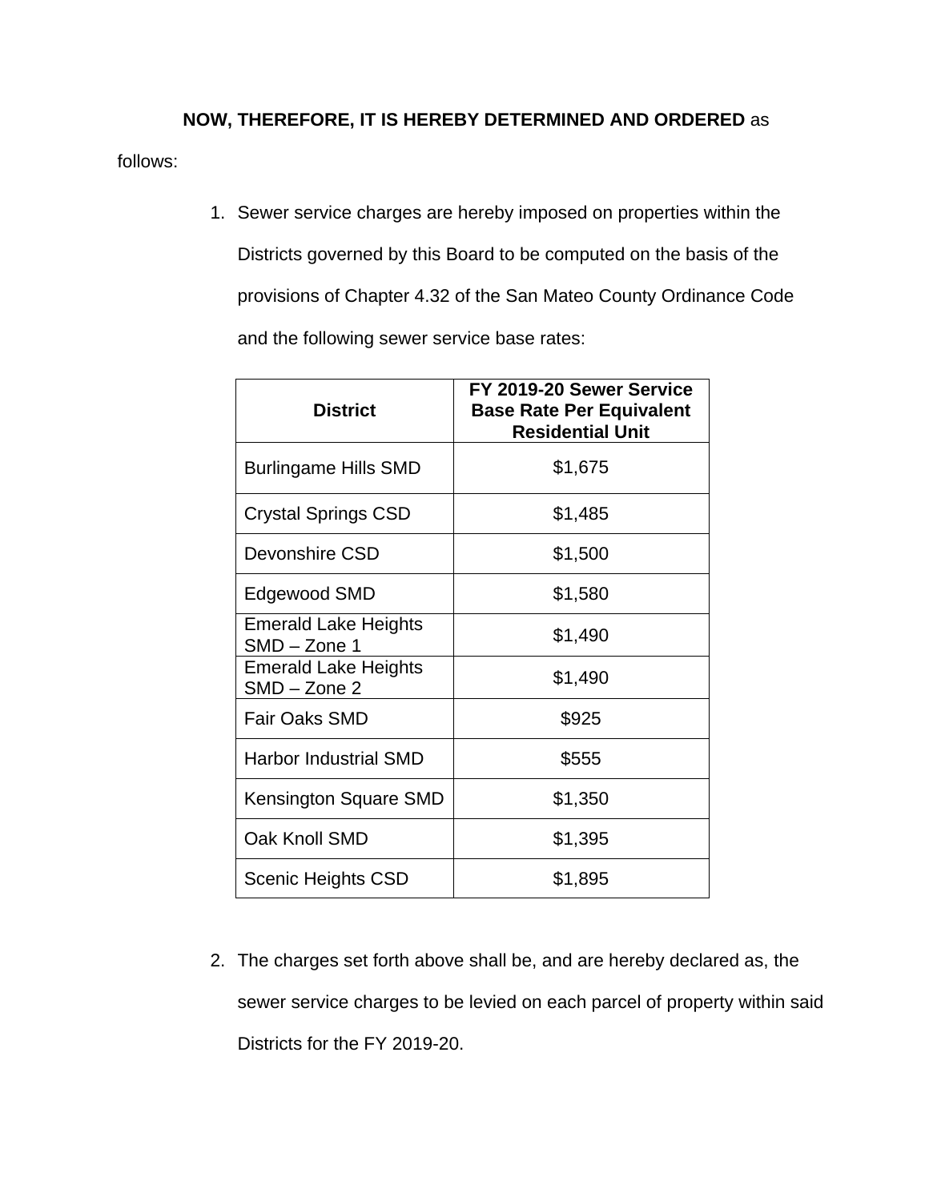**NOW, THEREFORE, IT IS HEREBY DETERMINED AND ORDERED** as follows:

1. Sewer service charges are hereby imposed on properties within the Districts governed by this Board to be computed on the basis of the provisions of Chapter 4.32 of the San Mateo County Ordinance Code and the following sewer service base rates:

| District | FY 2019-20 Sewer Service Base Rate Per Equivalent Residential Unit |
|---|---|
| Burlingame Hills SMD | $1,675 |
| Crystal Springs CSD | $1,485 |
| Devonshire CSD | $1,500 |
| Edgewood SMD | $1,580 |
| Emerald Lake Heights SMD – Zone 1 | $1,490 |
| Emerald Lake Heights SMD – Zone 2 | $1,490 |
| Fair Oaks SMD | $925 |
| Harbor Industrial SMD | $555 |
| Kensington Square SMD | $1,350 |
| Oak Knoll SMD | $1,395 |
| Scenic Heights CSD | $1,895 |

2. The charges set forth above shall be, and are hereby declared as, the sewer service charges to be levied on each parcel of property within said Districts for the FY 2019-20.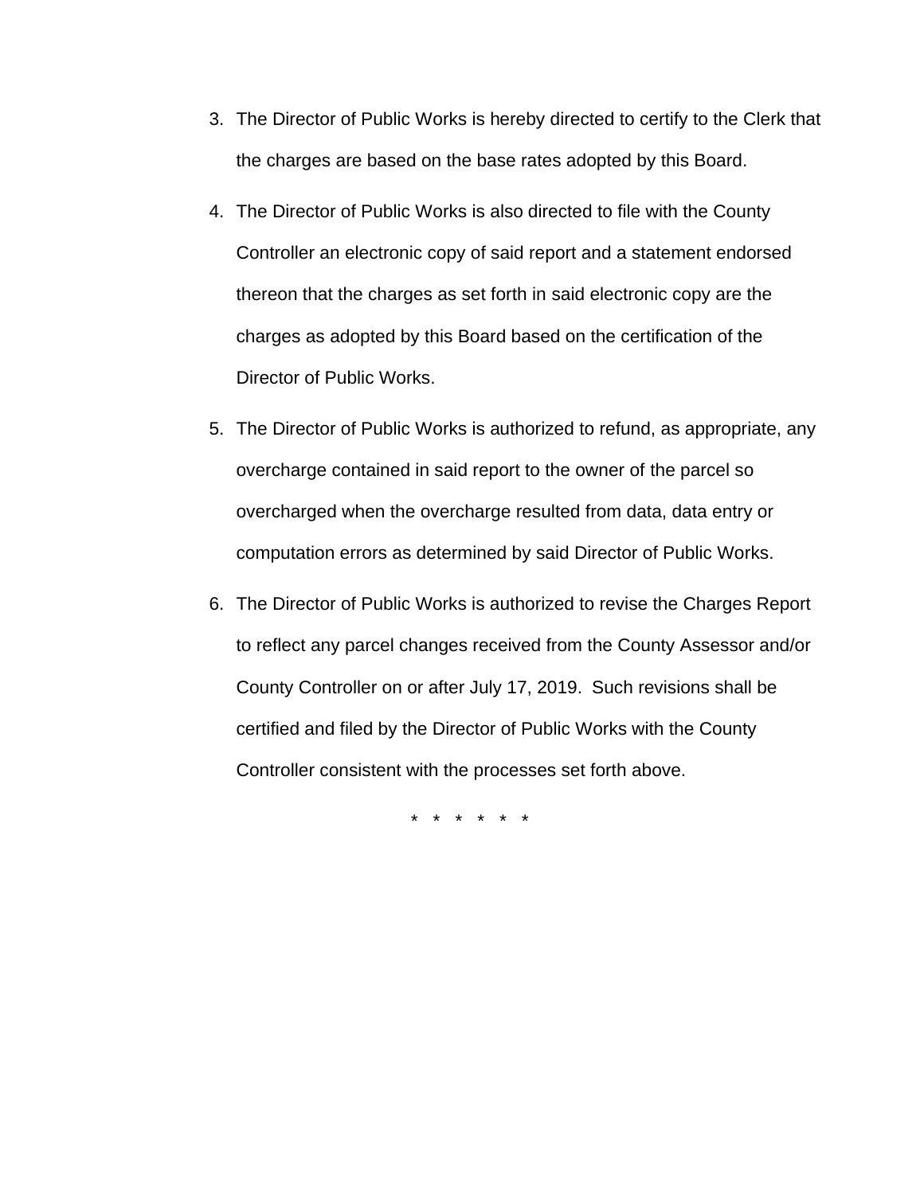3. The Director of Public Works is hereby directed to certify to the Clerk that the charges are based on the base rates adopted by this Board.
4. The Director of Public Works is also directed to file with the County Controller an electronic copy of said report and a statement endorsed thereon that the charges as set forth in said electronic copy are the charges as adopted by this Board based on the certification of the Director of Public Works.
5. The Director of Public Works is authorized to refund, as appropriate, any overcharge contained in said report to the owner of the parcel so overcharged when the overcharge resulted from data, data entry or computation errors as determined by said Director of Public Works.
6. The Director of Public Works is authorized to revise the Charges Report to reflect any parcel changes received from the County Assessor and/or County Controller on or after July 17, 2019. Such revisions shall be certified and filed by the Director of Public Works with the County Controller consistent with the processes set forth above.

\* \* \* \* \* \*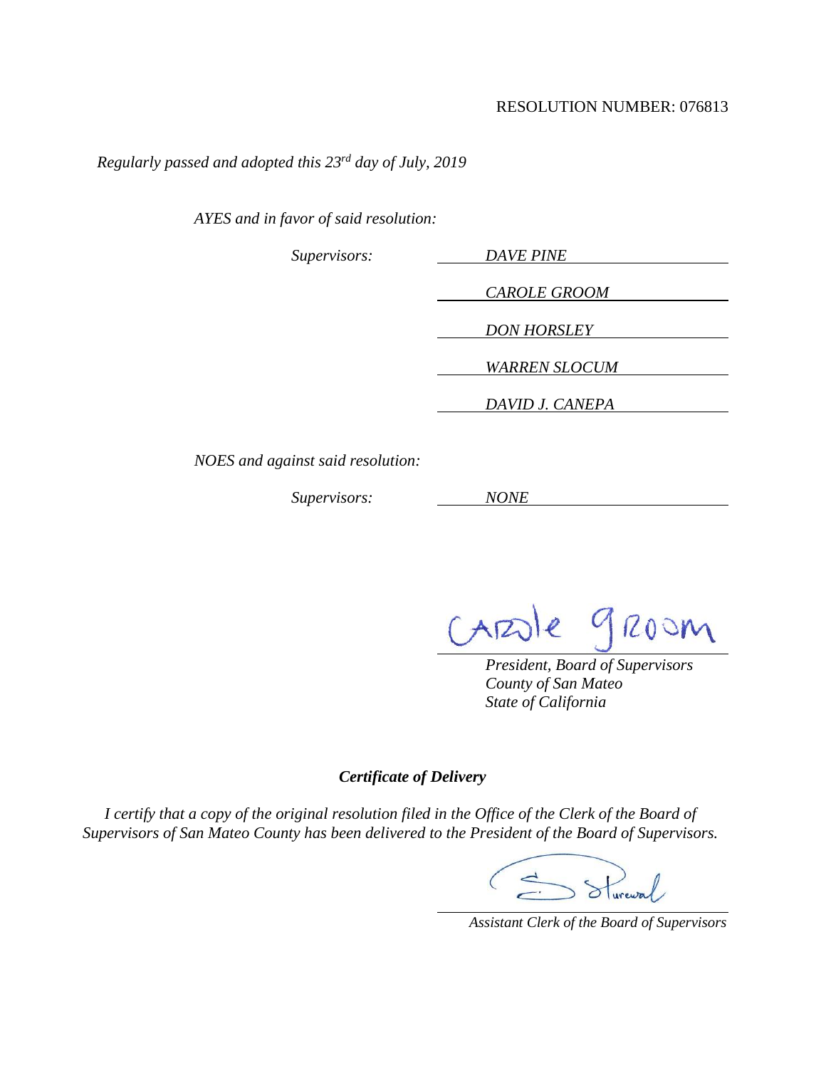RESOLUTION NUMBER: 076813

*Regularly passed and adopted this 23rd day of July, 2019*

*AYES and in favor of said resolution:*

*Supervisors:* *DAVE PINE*

*CAROLE GROOM*

*DON HORSLEY*

*WARREN SLOCUM*

*DAVID J. CANEPA*

*NOES and against said resolution:*

*Supervisors:* *NONE*

CAROLE GROOM

*President, Board of Supervisors*
*County of San Mateo*
*State of California*

***Certificate of Delivery***

*I certify that a copy of the original resolution filed in the Office of the Clerk of the Board of Supervisors of San Mateo County has been delivered to the President of the Board of Supervisors.*

S Sturewal

*Assistant Clerk of the Board of Supervisors*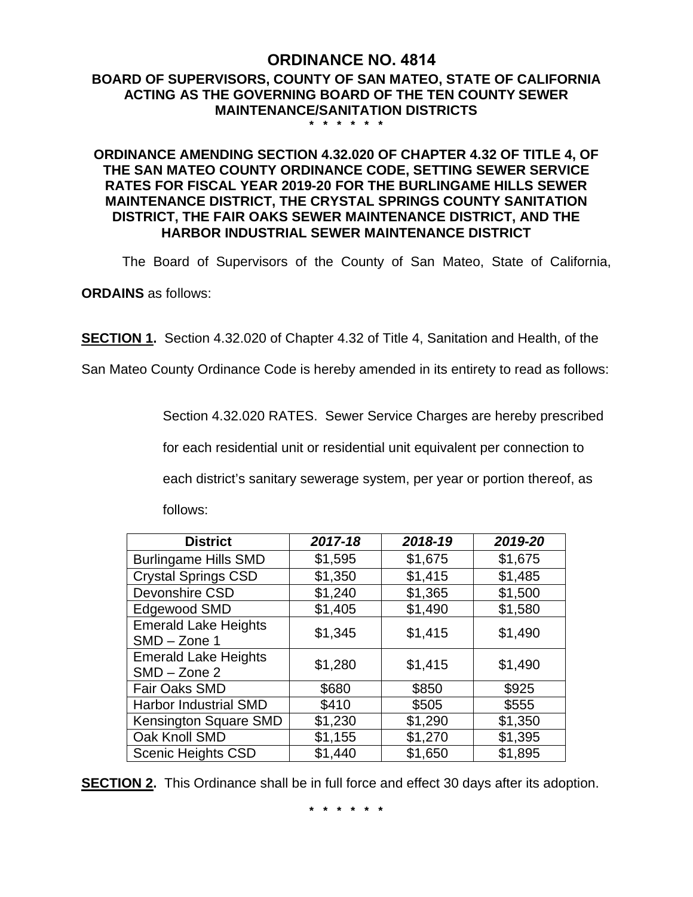# ORDINANCE NO. 4814

## BOARD OF SUPERVISORS, COUNTY OF SAN MATEO, STATE OF CALIFORNIA ACTING AS THE GOVERNING BOARD OF THE TEN COUNTY SEWER MAINTENANCE/SANITATION DISTRICTS

\* \* \* \* \* \*

## ORDINANCE AMENDING SECTION 4.32.020 OF CHAPTER 4.32 OF TITLE 4, OF THE SAN MATEO COUNTY ORDINANCE CODE, SETTING SEWER SERVICE RATES FOR FISCAL YEAR 2019-20 FOR THE BURLINGAME HILLS SEWER MAINTENANCE DISTRICT, THE CRYSTAL SPRINGS COUNTY SANITATION DISTRICT, THE FAIR OAKS SEWER MAINTENANCE DISTRICT, AND THE HARBOR INDUSTRIAL SEWER MAINTENANCE DISTRICT

The Board of Supervisors of the County of San Mateo, State of California,

**ORDAINS** as follows:

**SECTION 1.** Section 4.32.020 of Chapter 4.32 of Title 4, Sanitation and Health, of the San Mateo County Ordinance Code is hereby amended in its entirety to read as follows:

Section 4.32.020 RATES. Sewer Service Charges are hereby prescribed for each residential unit or residential unit equivalent per connection to each district's sanitary sewerage system, per year or portion thereof, as follows:

| District | *2017-18* | *2018-19* | *2019-20* |
|---|---|---|---|
| Burlingame Hills SMD | $1,595 | $1,675 | $1,675 |
| Crystal Springs CSD | $1,350 | $1,415 | $1,485 |
| Devonshire CSD | $1,240 | $1,365 | $1,500 |
| Edgewood SMD | $1,405 | $1,490 | $1,580 |
| Emerald Lake Heights SMD – Zone 1 | $1,345 | $1,415 | $1,490 |
| Emerald Lake Heights SMD – Zone 2 | $1,280 | $1,415 | $1,490 |
| Fair Oaks SMD | $680 | $850 | $925 |
| Harbor Industrial SMD | $410 | $505 | $555 |
| Kensington Square SMD | $1,230 | $1,290 | $1,350 |
| Oak Knoll SMD | $1,155 | $1,270 | $1,395 |
| Scenic Heights CSD | $1,440 | $1,650 | $1,895 |

**SECTION 2.** This Ordinance shall be in full force and effect 30 days after its adoption.

\* \* \* \* \* \*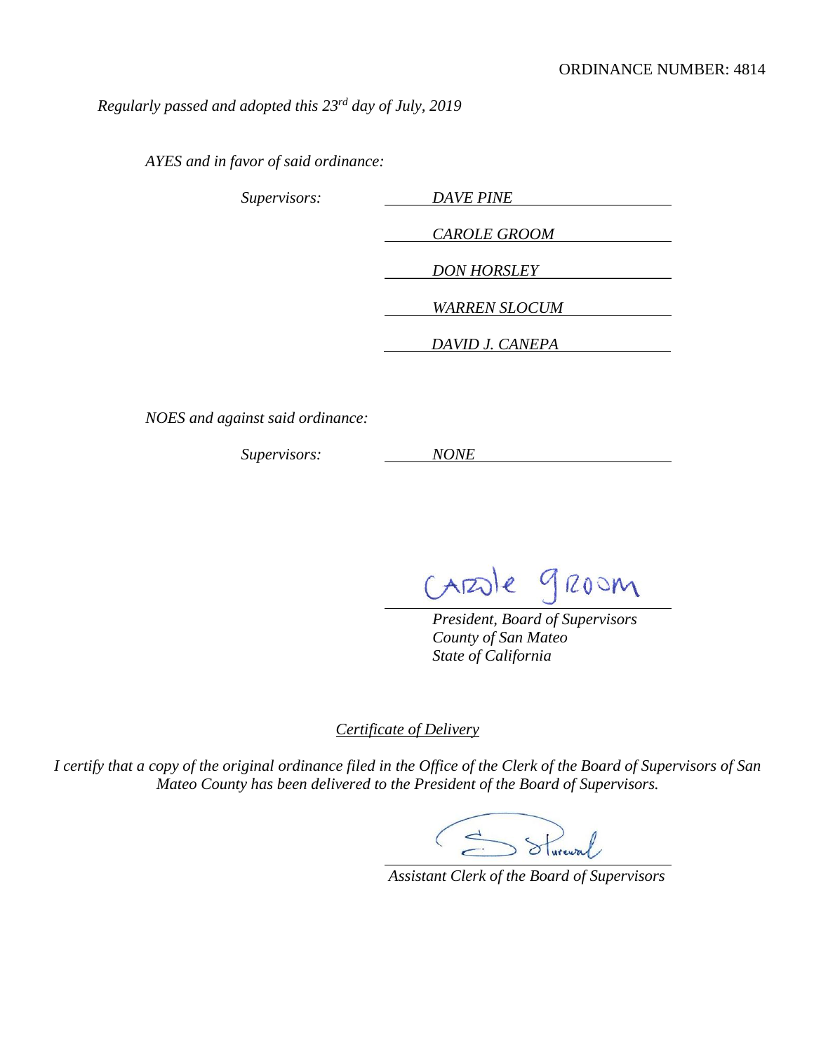ORDINANCE NUMBER: 4814

*Regularly passed and adopted this 23rd day of July, 2019*

*AYES and in favor of said ordinance:*

*Supervisors:* *DAVE PINE*

*CAROLE GROOM*

*DON HORSLEY*

*WARREN SLOCUM*

*DAVID J. CANEPA*

*NOES and against said ordinance:*

*Supervisors:* *NONE*

Carole Groom

*President, Board of Supervisors*
*County of San Mateo*
*State of California*

## *Certificate of Delivery*

*I certify that a copy of the original ordinance filed in the Office of the Clerk of the Board of Supervisors of San Mateo County has been delivered to the President of the Board of Supervisors.*

*Assistant Clerk of the Board of Supervisors*